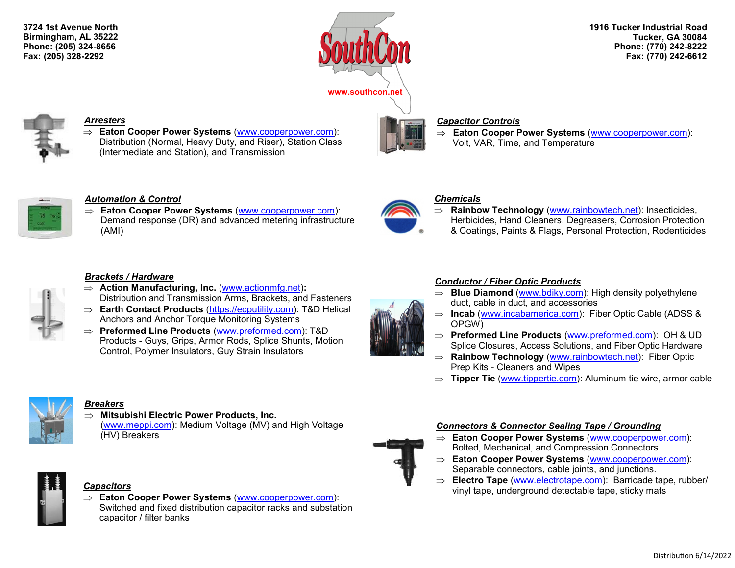3724 1st Avenue North
Birmingham, AL 35222
Phone: (205) 324-8656
Fax: (205) 328-2292

SouthCon

www.southcon.net

1916 Tucker Industrial Road
Tucker, GA 30084
Phone: (770) 242-8222
Fax: (770) 242-6612

### ***Arresters***

⇒ **Eaton Cooper Power Systems** (www.cooperpower.com): Distribution (Normal, Heavy Duty, and Riser), Station Class (Intermediate and Station), and Transmission

### ***Automation & Control***

⇒ **Eaton Cooper Power Systems** (www.cooperpower.com): Demand response (DR) and advanced metering infrastructure (AMI)

### ***Brackets / Hardware***

⇒ **Action Manufacturing, Inc.** (www.actionmfg.net**):** Distribution and Transmission Arms, Brackets, and Fasteners

⇒ **Earth Contact Products** (https://ecputility.com): T&D Helical Anchors and Anchor Torque Monitoring Systems

⇒ **Preformed Line Products** (www.preformed.com): T&D Products - Guys, Grips, Armor Rods, Splice Shunts, Motion Control, Polymer Insulators, Guy Strain Insulators

### ***Breakers***

⇒ **Mitsubishi Electric Power Products, Inc.** (www.meppi.com): Medium Voltage (MV) and High Voltage (HV) Breakers

### ***Capacitors***

⇒ **Eaton Cooper Power Systems** (www.cooperpower.com): Switched and fixed distribution capacitor racks and substation capacitor / filter banks

### ***Capacitor Controls***

⇒ **Eaton Cooper Power Systems** (www.cooperpower.com): Volt, VAR, Time, and Temperature

### ***Chemicals***

⇒ **Rainbow Technology** (www.rainbowtech.net): Insecticides, Herbicides, Hand Cleaners, Degreasers, Corrosion Protection & Coatings, Paints & Flags, Personal Protection, Rodenticides

### ***Conductor / Fiber Optic Products***

⇒ **Blue Diamond** (www.bdiky.com): High density polyethylene duct, cable in duct, and accessories

⇒ **Incab** (www.incabamerica.com): Fiber Optic Cable (ADSS & OPGW)

⇒ **Preformed Line Products** (www.preformed.com): OH & UD Splice Closures, Access Solutions, and Fiber Optic Hardware

⇒ **Rainbow Technology** (www.rainbowtech.net): Fiber Optic Prep Kits - Cleaners and Wipes

⇒ **Tipper Tie** (www.tippertie.com): Aluminum tie wire, armor cable

### ***Connectors & Connector Sealing Tape / Grounding***

⇒ **Eaton Cooper Power Systems** (www.cooperpower.com): Bolted, Mechanical, and Compression Connectors

⇒ **Eaton Cooper Power Systems** (www.cooperpower.com): Separable connectors, cable joints, and junctions.

⇒ **Electro Tape** (www.electrotape.com): Barricade tape, rubber/ vinyl tape, underground detectable tape, sticky mats

Distribution 6/14/2022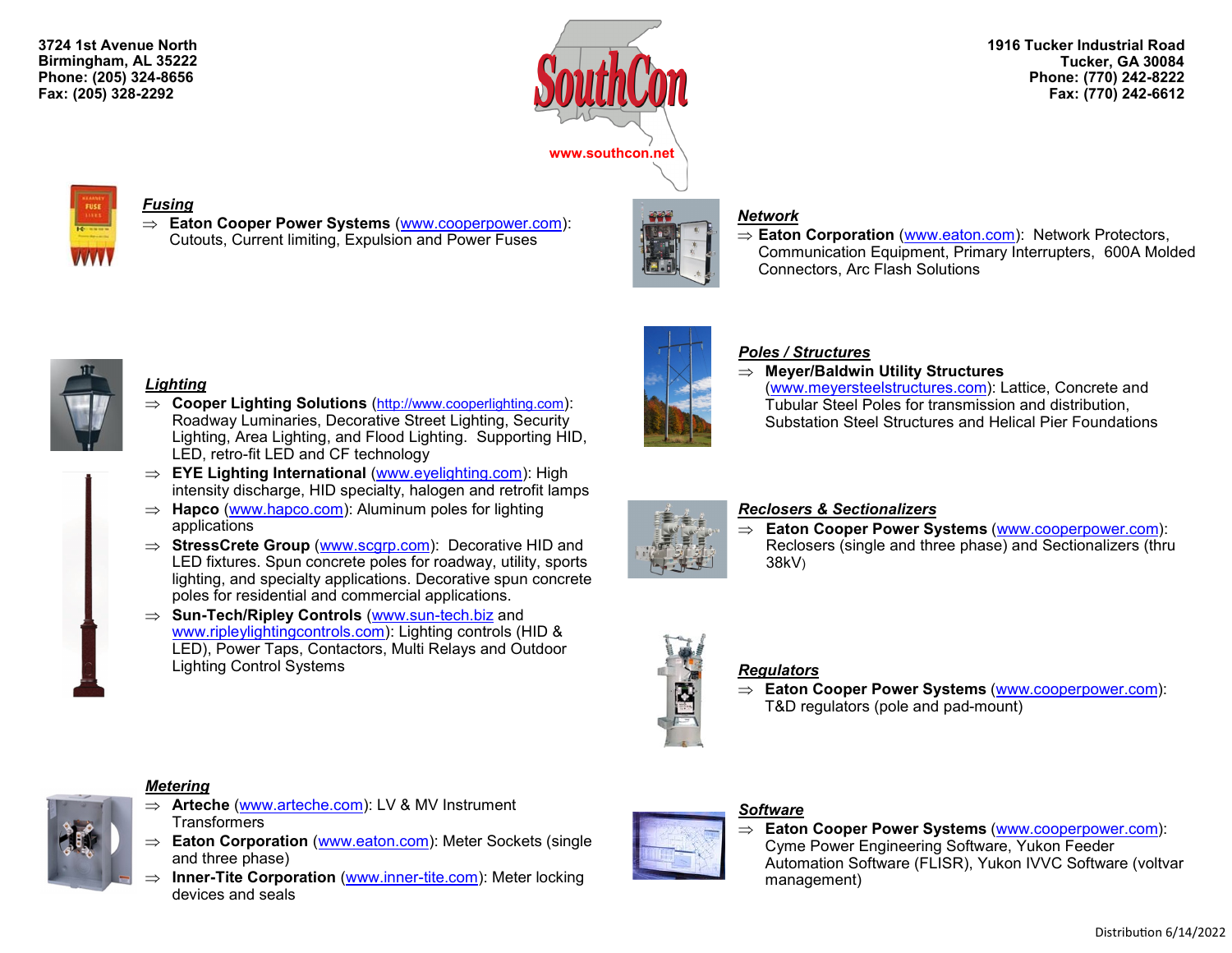3724 1st Avenue North
Birmingham, AL 35222
Phone: (205) 324-8656
Fax: (205) 328-2292

SouthCon

www.southcon.net

1916 Tucker Industrial Road
Tucker, GA 30084
Phone: (770) 242-8222
Fax: (770) 242-6612

## *Fusing*

⇒ **Eaton Cooper Power Systems** (www.cooperpower.com): Cutouts, Current limiting, Expulsion and Power Fuses

## *Lighting*

⇒ **Cooper Lighting Solutions** (http://www.cooperlighting.com): Roadway Luminaries, Decorative Street Lighting, Security Lighting, Area Lighting, and Flood Lighting. Supporting HID, LED, retro-fit LED and CF technology

⇒ **EYE Lighting International** (www.eyelighting.com): High intensity discharge, HID specialty, halogen and retrofit lamps

⇒ **Hapco** (www.hapco.com): Aluminum poles for lighting applications

⇒ **StressCrete Group** (www.scgrp.com): Decorative HID and LED fixtures. Spun concrete poles for roadway, utility, sports lighting, and specialty applications. Decorative spun concrete poles for residential and commercial applications.

⇒ **Sun-Tech/Ripley Controls** (www.sun-tech.biz and www.ripleylightingcontrols.com): Lighting controls (HID & LED), Power Taps, Contactors, Multi Relays and Outdoor Lighting Control Systems

## *Metering*

⇒ **Arteche** (www.arteche.com): LV & MV Instrument Transformers

⇒ **Eaton Corporation** (www.eaton.com): Meter Sockets (single and three phase)

⇒ **Inner-Tite Corporation** (www.inner-tite.com): Meter locking devices and seals

## *Network*

⇒ **Eaton Corporation** (www.eaton.com): Network Protectors, Communication Equipment, Primary Interrupters, 600A Molded Connectors, Arc Flash Solutions

## *Poles / Structures*

⇒ **Meyer/Baldwin Utility Structures** (www.meyersteelstructures.com): Lattice, Concrete and Tubular Steel Poles for transmission and distribution, Substation Steel Structures and Helical Pier Foundations

## *Reclosers & Sectionalizers*

⇒ **Eaton Cooper Power Systems** (www.cooperpower.com): Reclosers (single and three phase) and Sectionalizers (thru 38kV)

## *Regulators*

⇒ **Eaton Cooper Power Systems** (www.cooperpower.com): T&D regulators (pole and pad-mount)

## *Software*

⇒ **Eaton Cooper Power Systems** (www.cooperpower.com): Cyme Power Engineering Software, Yukon Feeder Automation Software (FLISR), Yukon IVVC Software (voltvar management)

Distribution 6/14/2022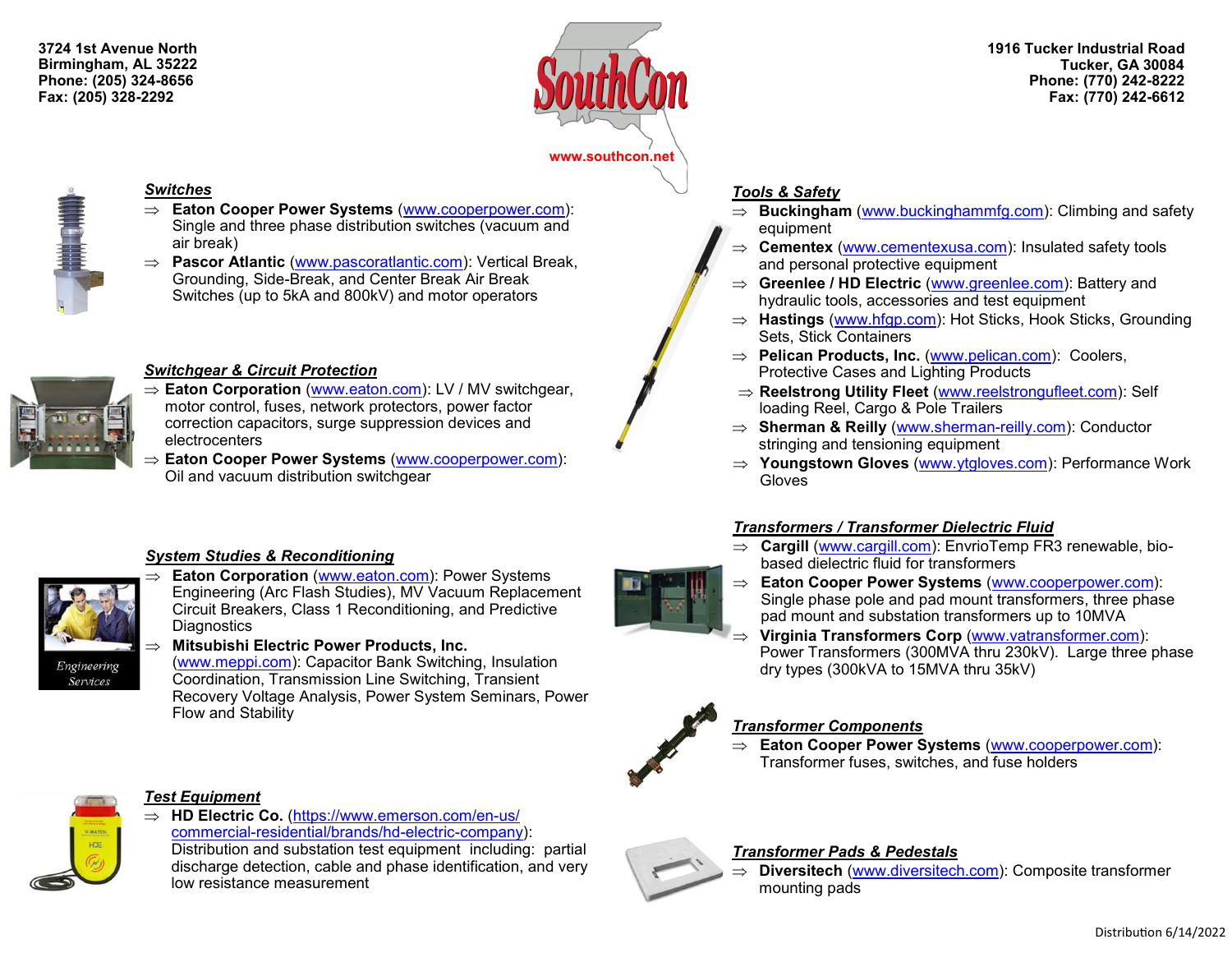3724 1st Avenue North
Birmingham, AL 35222
Phone: (205) 324-8656
Fax: (205) 328-2292

SouthCon

www.southcon.net

1916 Tucker Industrial Road
Tucker, GA 30084
Phone: (770) 242-8222
Fax: (770) 242-6612

### *Switches*

- **Eaton Cooper Power Systems** (www.cooperpower.com): Single and three phase distribution switches (vacuum and air break)
- **Pascor Atlantic** (www.pascoratlantic.com): Vertical Break, Grounding, Side-Break, and Center Break Air Break Switches (up to 5kA and 800kV) and motor operators

### *Switchgear & Circuit Protection*

- **Eaton Corporation** (www.eaton.com): LV / MV switchgear, motor control, fuses, network protectors, power factor correction capacitors, surge suppression devices and electrocenters
- **Eaton Cooper Power Systems** (www.cooperpower.com): Oil and vacuum distribution switchgear

### *System Studies & Reconditioning*

Engineering Services

- **Eaton Corporation** (www.eaton.com): Power Systems Engineering (Arc Flash Studies), MV Vacuum Replacement Circuit Breakers, Class 1 Reconditioning, and Predictive Diagnostics
- **Mitsubishi Electric Power Products, Inc.** (www.meppi.com): Capacitor Bank Switching, Insulation Coordination, Transmission Line Switching, Transient Recovery Voltage Analysis, Power System Seminars, Power Flow and Stability

### *Test Equipment*

- **HD Electric Co.** (https://www.emerson.com/en-us/commercial-residential/brands/hd-electric-company): Distribution and substation test equipment including: partial discharge detection, cable and phase identification, and very low resistance measurement

### *Tools & Safety*

- **Buckingham** (www.buckinghammfg.com): Climbing and safety equipment
- **Cementex** (www.cementexusa.com): Insulated safety tools and personal protective equipment
- **Greenlee / HD Electric** (www.greenlee.com): Battery and hydraulic tools, accessories and test equipment
- **Hastings** (www.hfgp.com): Hot Sticks, Hook Sticks, Grounding Sets, Stick Containers
- **Pelican Products, Inc.** (www.pelican.com): Coolers, Protective Cases and Lighting Products
- **Reelstrong Utility Fleet** (www.reelstrongufleet.com): Self loading Reel, Cargo & Pole Trailers
- **Sherman & Reilly** (www.sherman-reilly.com): Conductor stringing and tensioning equipment
- **Youngstown Gloves** (www.ytgloves.com): Performance Work Gloves

### *Transformers / Transformer Dielectric Fluid*

- **Cargill** (www.cargill.com): EnvrioTemp FR3 renewable, bio-based dielectric fluid for transformers
- **Eaton Cooper Power Systems** (www.cooperpower.com): Single phase pole and pad mount transformers, three phase pad mount and substation transformers up to 10MVA
- **Virginia Transformers Corp** (www.vatransformer.com): Power Transformers (300MVA thru 230kV). Large three phase dry types (300kVA to 15MVA thru 35kV)

### *Transformer Components*

- **Eaton Cooper Power Systems** (www.cooperpower.com): Transformer fuses, switches, and fuse holders

### *Transformer Pads & Pedestals*

- **Diversitech** (www.diversitech.com): Composite transformer mounting pads

Distribution 6/14/2022